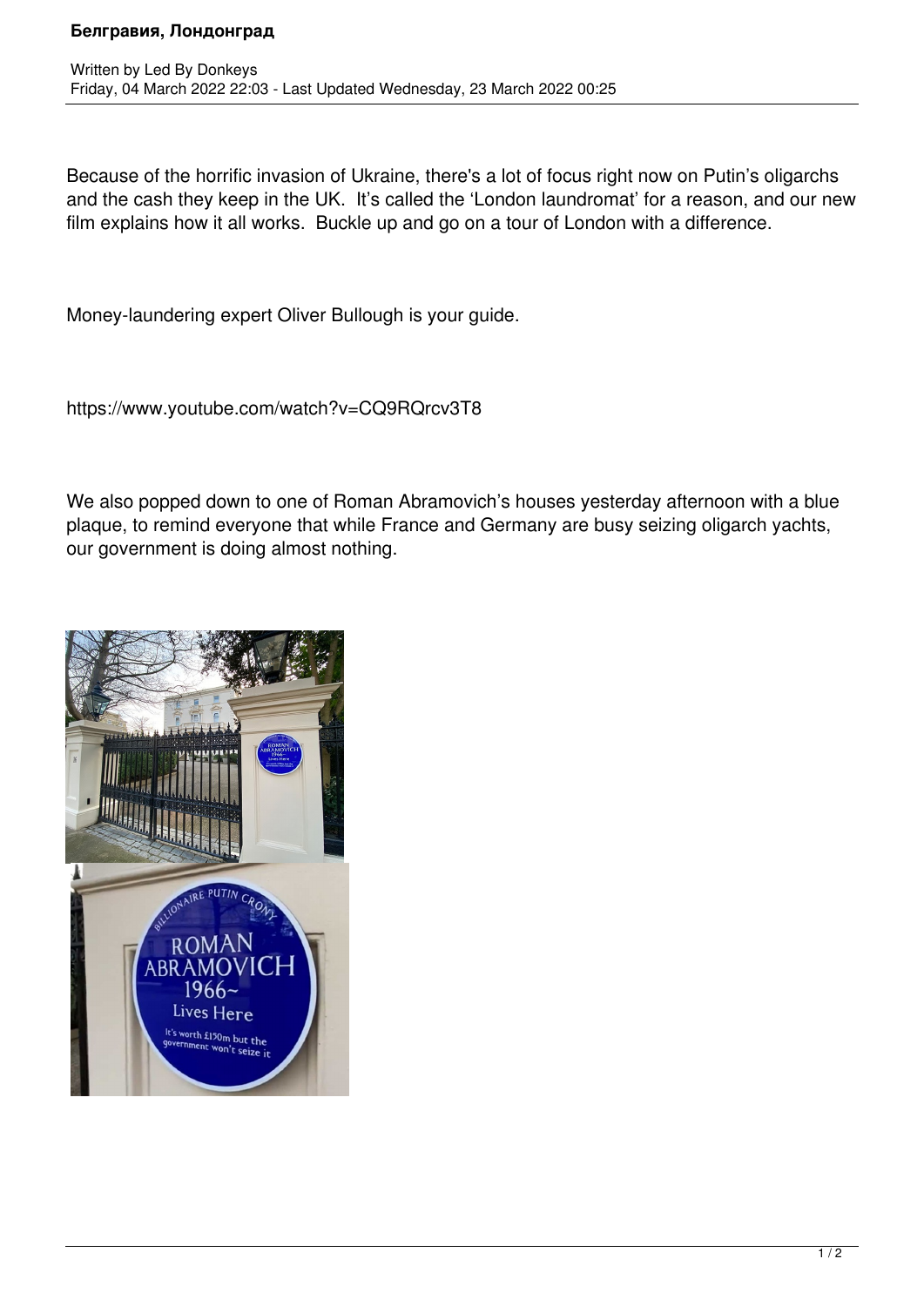# Белгравия, Лондонград

Written by Led By Donkeys
Friday, 04 March 2022 22:03 - Last Updated Wednesday, 23 March 2022 00:25

Because of the horrific invasion of Ukraine, there's a lot of focus right now on Putin's oligarchs and the cash they keep in the UK. It's called the 'London laundromat' for a reason, and our new film explains how it all works. Buckle up and go on a tour of London with a difference.

Money-laundering expert Oliver Bullough is your guide.

https://www.youtube.com/watch?v=CQ9RQrcv3T8

We also popped down to one of Roman Abramovich's houses yesterday afternoon with a blue plaque, to remind everyone that while France and Germany are busy seizing oligarch yachts, our government is doing almost nothing.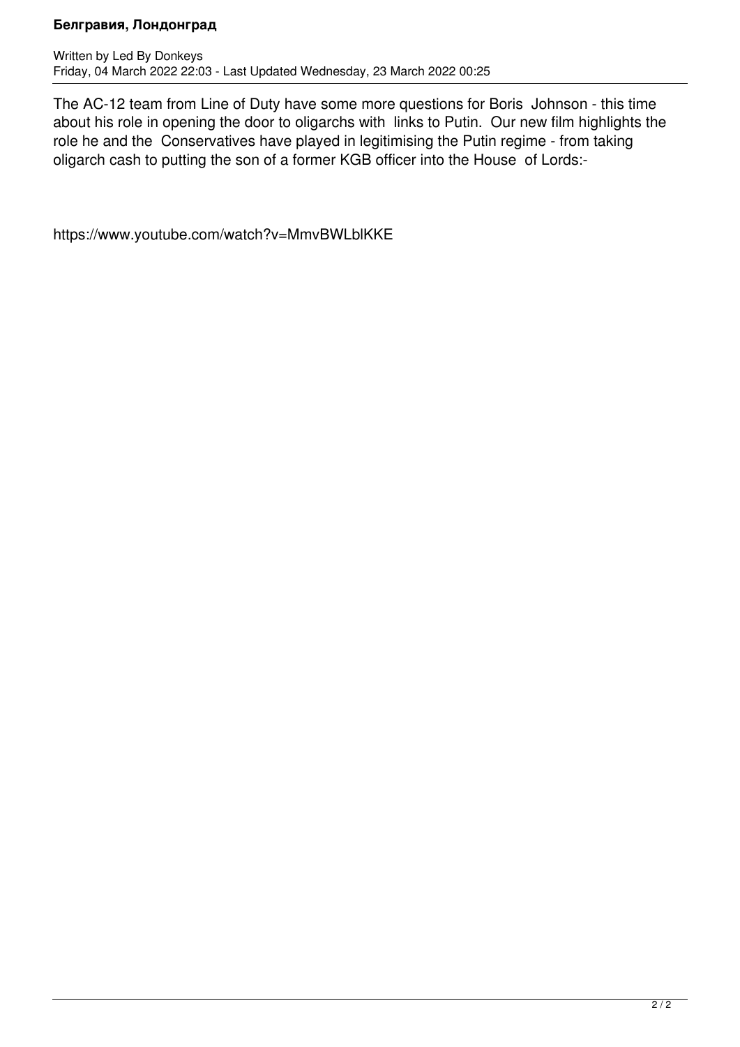The AC-12 team from Line of Duty have some more questions for Boris Johnson - this time about his role in opening the door to oligarchs with links to Putin. Our new film highlights the role he and the Conservatives have played in legitimising the Putin regime - from taking oligarch cash to putting the son of a former KGB officer into the House of Lords:-

https://www.youtube.com/watch?v=MmvBWLblKKE